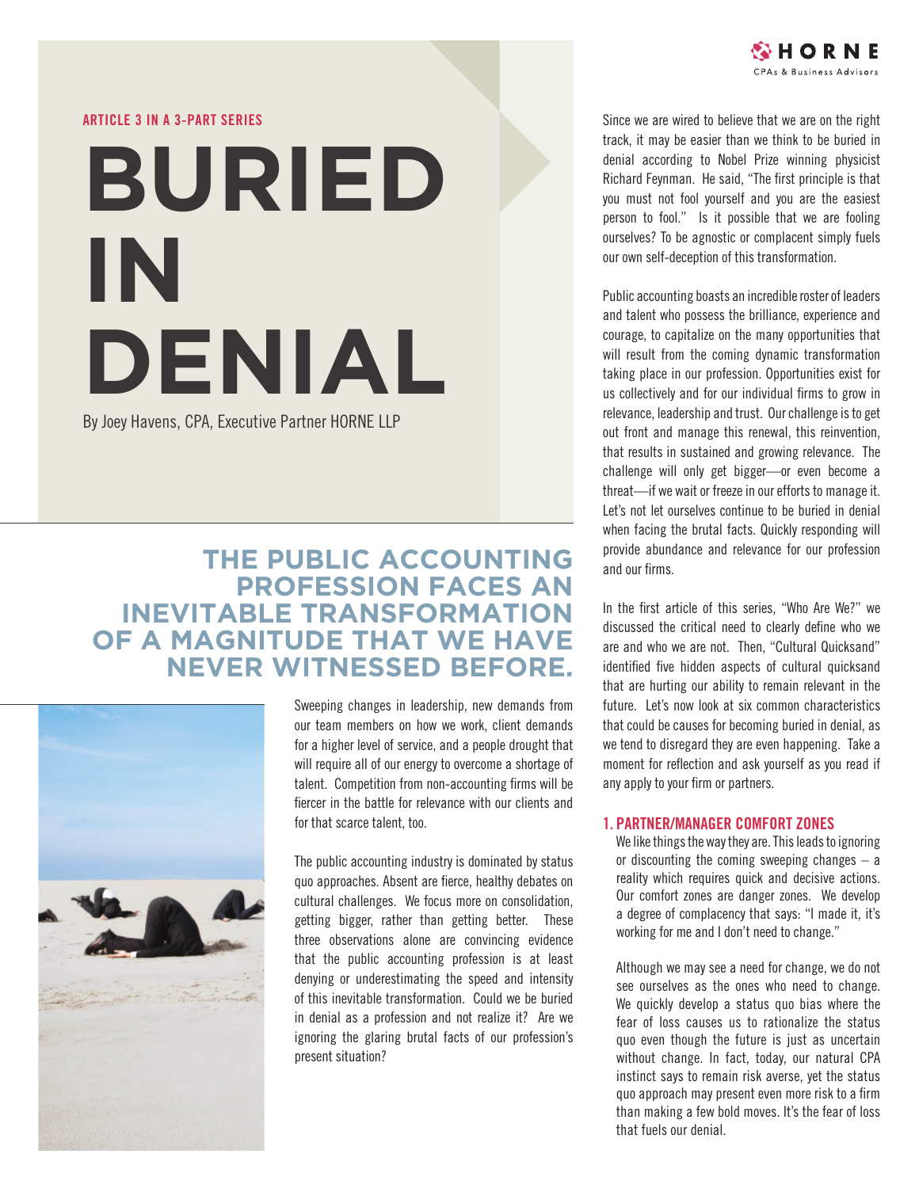ARTICLE 3 IN A 3-PART SERIES

# BURIED IN DENIAL

By Joey Havens, CPA, Executive Partner HORNE LLP

## THE PUBLIC ACCOUNTING PROFESSION FACES AN INEVITABLE TRANSFORMATION OF A MAGNITUDE THAT WE HAVE NEVER WITNESSED BEFORE.

Sweeping changes in leadership, new demands from our team members on how we work, client demands for a higher level of service, and a people drought that will require all of our energy to overcome a shortage of talent. Competition from non-accounting firms will be fiercer in the battle for relevance with our clients and for that scarce talent, too.

The public accounting industry is dominated by status quo approaches. Absent are fierce, healthy debates on cultural challenges. We focus more on consolidation, getting bigger, rather than getting better. These three observations alone are convincing evidence that the public accounting profession is at least denying or underestimating the speed and intensity of this inevitable transformation. Could we be buried in denial as a profession and not realize it? Are we ignoring the glaring brutal facts of our profession's present situation?

Since we are wired to believe that we are on the right track, it may be easier than we think to be buried in denial according to Nobel Prize winning physicist Richard Feynman. He said, "The first principle is that you must not fool yourself and you are the easiest person to fool." Is it possible that we are fooling ourselves? To be agnostic or complacent simply fuels our own self-deception of this transformation.

Public accounting boasts an incredible roster of leaders and talent who possess the brilliance, experience and courage, to capitalize on the many opportunities that will result from the coming dynamic transformation taking place in our profession. Opportunities exist for us collectively and for our individual firms to grow in relevance, leadership and trust. Our challenge is to get out front and manage this renewal, this reinvention, that results in sustained and growing relevance. The challenge will only get bigger—or even become a threat—if we wait or freeze in our efforts to manage it. Let's not let ourselves continue to be buried in denial when facing the brutal facts. Quickly responding will provide abundance and relevance for our profession and our firms.

In the first article of this series, "Who Are We?" we discussed the critical need to clearly define who we are and who we are not. Then, "Cultural Quicksand" identified five hidden aspects of cultural quicksand that are hurting our ability to remain relevant in the future. Let's now look at six common characteristics that could be causes for becoming buried in denial, as we tend to disregard they are even happening. Take a moment for reflection and ask yourself as you read if any apply to your firm or partners.

### 1. PARTNER/MANAGER COMFORT ZONES

We like things the way they are. This leads to ignoring or discounting the coming sweeping changes – a reality which requires quick and decisive actions. Our comfort zones are danger zones. We develop a degree of complacency that says: "I made it, it's working for me and I don't need to change."

Although we may see a need for change, we do not see ourselves as the ones who need to change. We quickly develop a status quo bias where the fear of loss causes us to rationalize the status quo even though the future is just as uncertain without change. In fact, today, our natural CPA instinct says to remain risk averse, yet the status quo approach may present even more risk to a firm than making a few bold moves. It's the fear of loss that fuels our denial.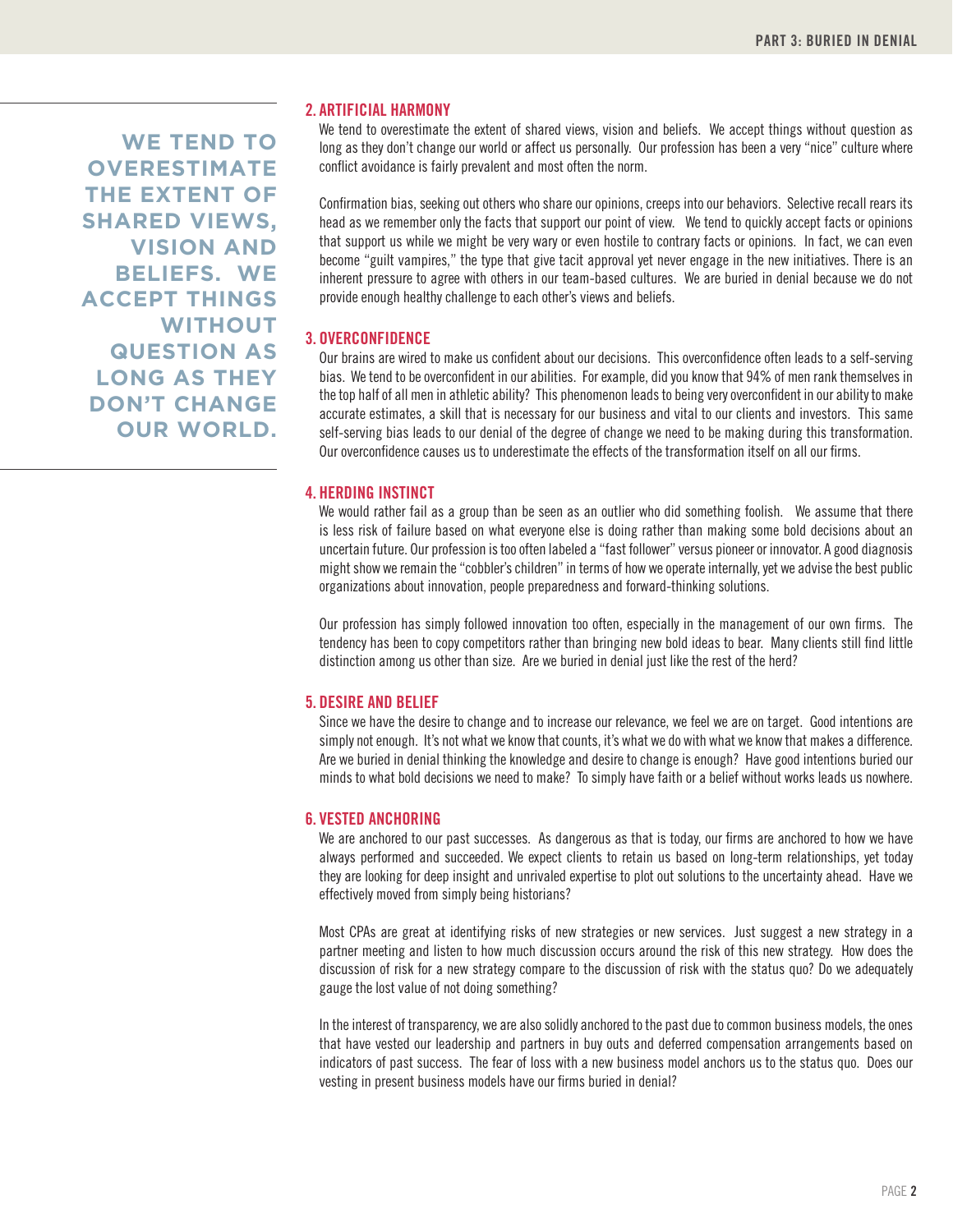> **WE TEND TO OVERESTIMATE THE EXTENT OF SHARED VIEWS, VISION AND BELIEFS. WE ACCEPT THINGS WITHOUT QUESTION AS LONG AS THEY DON'T CHANGE OUR WORLD.**

### 2. ARTIFICIAL HARMONY

We tend to overestimate the extent of shared views, vision and beliefs. We accept things without question as long as they don't change our world or affect us personally. Our profession has been a very "nice" culture where conflict avoidance is fairly prevalent and most often the norm.

Confirmation bias, seeking out others who share our opinions, creeps into our behaviors. Selective recall rears its head as we remember only the facts that support our point of view. We tend to quickly accept facts or opinions that support us while we might be very wary or even hostile to contrary facts or opinions. In fact, we can even become "guilt vampires," the type that give tacit approval yet never engage in the new initiatives. There is an inherent pressure to agree with others in our team-based cultures. We are buried in denial because we do not provide enough healthy challenge to each other's views and beliefs.

### 3. OVERCONFIDENCE

Our brains are wired to make us confident about our decisions. This overconfidence often leads to a self-serving bias. We tend to be overconfident in our abilities. For example, did you know that 94% of men rank themselves in the top half of all men in athletic ability? This phenomenon leads to being very overconfident in our ability to make accurate estimates, a skill that is necessary for our business and vital to our clients and investors. This same self-serving bias leads to our denial of the degree of change we need to be making during this transformation. Our overconfidence causes us to underestimate the effects of the transformation itself on all our firms.

### 4. HERDING INSTINCT

We would rather fail as a group than be seen as an outlier who did something foolish. We assume that there is less risk of failure based on what everyone else is doing rather than making some bold decisions about an uncertain future. Our profession is too often labeled a "fast follower" versus pioneer or innovator. A good diagnosis might show we remain the "cobbler's children" in terms of how we operate internally, yet we advise the best public organizations about innovation, people preparedness and forward-thinking solutions.

Our profession has simply followed innovation too often, especially in the management of our own firms. The tendency has been to copy competitors rather than bringing new bold ideas to bear. Many clients still find little distinction among us other than size. Are we buried in denial just like the rest of the herd?

### 5. DESIRE AND BELIEF

Since we have the desire to change and to increase our relevance, we feel we are on target. Good intentions are simply not enough. It's not what we know that counts, it's what we do with what we know that makes a difference. Are we buried in denial thinking the knowledge and desire to change is enough? Have good intentions buried our minds to what bold decisions we need to make? To simply have faith or a belief without works leads us nowhere.

### 6. VESTED ANCHORING

We are anchored to our past successes. As dangerous as that is today, our firms are anchored to how we have always performed and succeeded. We expect clients to retain us based on long-term relationships, yet today they are looking for deep insight and unrivaled expertise to plot out solutions to the uncertainty ahead. Have we effectively moved from simply being historians?

Most CPAs are great at identifying risks of new strategies or new services. Just suggest a new strategy in a partner meeting and listen to how much discussion occurs around the risk of this new strategy. How does the discussion of risk for a new strategy compare to the discussion of risk with the status quo? Do we adequately gauge the lost value of not doing something?

In the interest of transparency, we are also solidly anchored to the past due to common business models, the ones that have vested our leadership and partners in buy outs and deferred compensation arrangements based on indicators of past success. The fear of loss with a new business model anchors us to the status quo. Does our vesting in present business models have our firms buried in denial?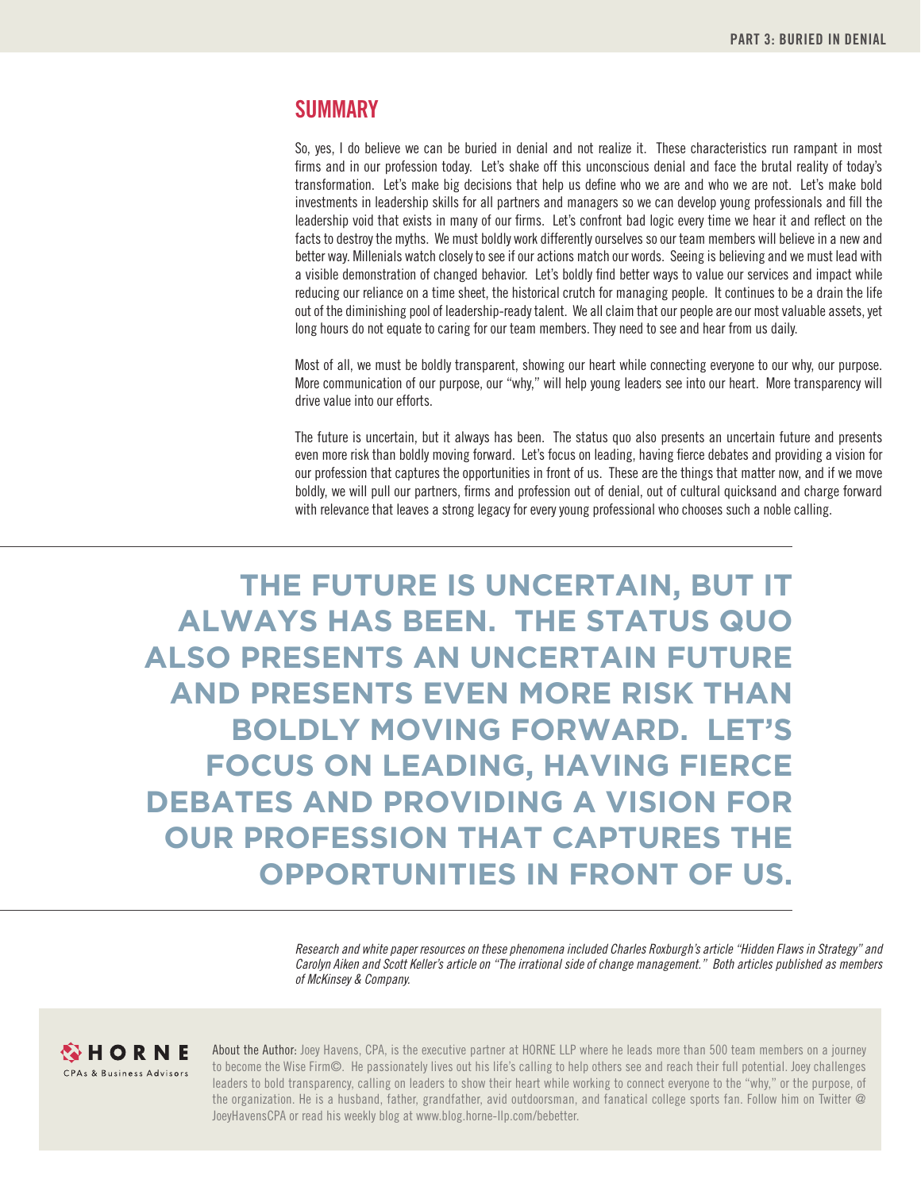## SUMMARY

So, yes, I do believe we can be buried in denial and not realize it. These characteristics run rampant in most firms and in our profession today. Let's shake off this unconscious denial and face the brutal reality of today's transformation. Let's make big decisions that help us define who we are and who we are not. Let's make bold investments in leadership skills for all partners and managers so we can develop young professionals and fill the leadership void that exists in many of our firms. Let's confront bad logic every time we hear it and reflect on the facts to destroy the myths. We must boldly work differently ourselves so our team members will believe in a new and better way. Millenials watch closely to see if our actions match our words. Seeing is believing and we must lead with a visible demonstration of changed behavior. Let's boldly find better ways to value our services and impact while reducing our reliance on a time sheet, the historical crutch for managing people. It continues to be a drain the life out of the diminishing pool of leadership-ready talent. We all claim that our people are our most valuable assets, yet long hours do not equate to caring for our team members. They need to see and hear from us daily.

Most of all, we must be boldly transparent, showing our heart while connecting everyone to our why, our purpose. More communication of our purpose, our "why," will help young leaders see into our heart. More transparency will drive value into our efforts.

The future is uncertain, but it always has been. The status quo also presents an uncertain future and presents even more risk than boldly moving forward. Let's focus on leading, having fierce debates and providing a vision for our profession that captures the opportunities in front of us. These are the things that matter now, and if we move boldly, we will pull our partners, firms and profession out of denial, out of cultural quicksand and charge forward with relevance that leaves a strong legacy for every young professional who chooses such a noble calling.

---

**THE FUTURE IS UNCERTAIN, BUT IT ALWAYS HAS BEEN. THE STATUS QUO ALSO PRESENTS AN UNCERTAIN FUTURE AND PRESENTS EVEN MORE RISK THAN BOLDLY MOVING FORWARD. LET'S FOCUS ON LEADING, HAVING FIERCE DEBATES AND PROVIDING A VISION FOR OUR PROFESSION THAT CAPTURES THE OPPORTUNITIES IN FRONT OF US.**

---

*Research and white paper resources on these phenomena included Charles Roxburgh's article "Hidden Flaws in Strategy" and Carolyn Aiken and Scott Keller's article on "The irrational side of change management." Both articles published as members of McKinsey & Company.*

HORNE
CPAs & Business Advisors

About the Author: Joey Havens, CPA, is the executive partner at HORNE LLP where he leads more than 500 team members on a journey to become the Wise Firm©. He passionately lives out his life's calling to help others see and reach their full potential. Joey challenges leaders to bold transparency, calling on leaders to show their heart while working to connect everyone to the "why," or the purpose, of the organization. He is a husband, father, grandfather, avid outdoorsman, and fanatical college sports fan. Follow him on Twitter @ JoeyHavensCPA or read his weekly blog at www.blog.horne-llp.com/bebetter.